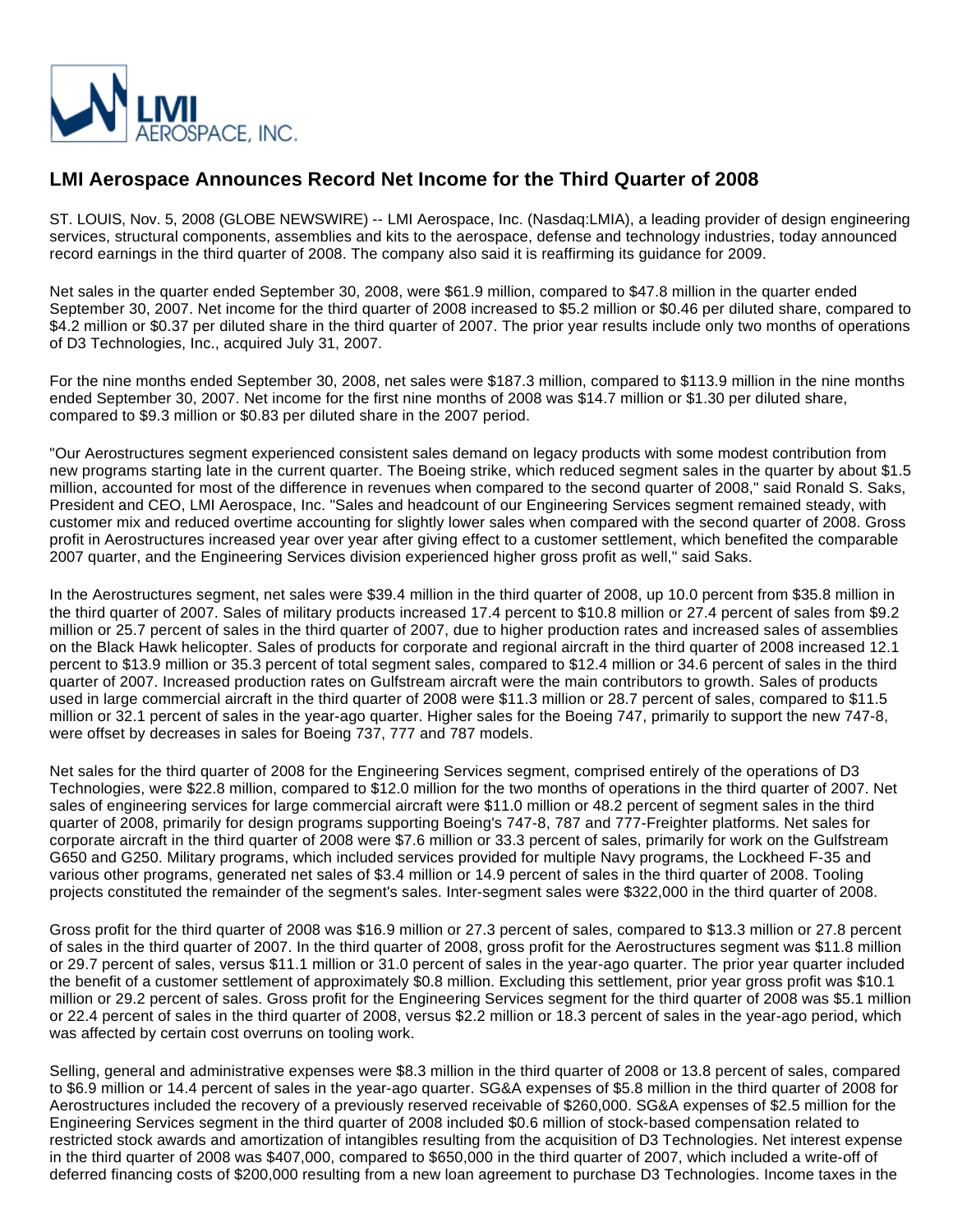LMI AEROSPACE, INC.

# LMI Aerospace Announces Record Net Income for the Third Quarter of 2008

ST. LOUIS, Nov. 5, 2008 (GLOBE NEWSWIRE) -- LMI Aerospace, Inc. (Nasdaq:LMIA), a leading provider of design engineering services, structural components, assemblies and kits to the aerospace, defense and technology industries, today announced record earnings in the third quarter of 2008. The company also said it is reaffirming its guidance for 2009.

Net sales in the quarter ended September 30, 2008, were $61.9 million, compared to $47.8 million in the quarter ended September 30, 2007. Net income for the third quarter of 2008 increased to $5.2 million or $0.46 per diluted share, compared to $4.2 million or $0.37 per diluted share in the third quarter of 2007. The prior year results include only two months of operations of D3 Technologies, Inc., acquired July 31, 2007.

For the nine months ended September 30, 2008, net sales were $187.3 million, compared to $113.9 million in the nine months ended September 30, 2007. Net income for the first nine months of 2008 was $14.7 million or $1.30 per diluted share, compared to $9.3 million or $0.83 per diluted share in the 2007 period.

"Our Aerostructures segment experienced consistent sales demand on legacy products with some modest contribution from new programs starting late in the current quarter. The Boeing strike, which reduced segment sales in the quarter by about $1.5 million, accounted for most of the difference in revenues when compared to the second quarter of 2008," said Ronald S. Saks, President and CEO, LMI Aerospace, Inc. "Sales and headcount of our Engineering Services segment remained steady, with customer mix and reduced overtime accounting for slightly lower sales when compared with the second quarter of 2008. Gross profit in Aerostructures increased year over year after giving effect to a customer settlement, which benefited the comparable 2007 quarter, and the Engineering Services division experienced higher gross profit as well," said Saks.

In the Aerostructures segment, net sales were $39.4 million in the third quarter of 2008, up 10.0 percent from $35.8 million in the third quarter of 2007. Sales of military products increased 17.4 percent to $10.8 million or 27.4 percent of sales from $9.2 million or 25.7 percent of sales in the third quarter of 2007, due to higher production rates and increased sales of assemblies on the Black Hawk helicopter. Sales of products for corporate and regional aircraft in the third quarter of 2008 increased 12.1 percent to $13.9 million or 35.3 percent of total segment sales, compared to $12.4 million or 34.6 percent of sales in the third quarter of 2007. Increased production rates on Gulfstream aircraft were the main contributors to growth. Sales of products used in large commercial aircraft in the third quarter of 2008 were $11.3 million or 28.7 percent of sales, compared to $11.5 million or 32.1 percent of sales in the year-ago quarter. Higher sales for the Boeing 747, primarily to support the new 747-8, were offset by decreases in sales for Boeing 737, 777 and 787 models.

Net sales for the third quarter of 2008 for the Engineering Services segment, comprised entirely of the operations of D3 Technologies, were $22.8 million, compared to $12.0 million for the two months of operations in the third quarter of 2007. Net sales of engineering services for large commercial aircraft were $11.0 million or 48.2 percent of segment sales in the third quarter of 2008, primarily for design programs supporting Boeing's 747-8, 787 and 777-Freighter platforms. Net sales for corporate aircraft in the third quarter of 2008 were $7.6 million or 33.3 percent of sales, primarily for work on the Gulfstream G650 and G250. Military programs, which included services provided for multiple Navy programs, the Lockheed F-35 and various other programs, generated net sales of $3.4 million or 14.9 percent of sales in the third quarter of 2008. Tooling projects constituted the remainder of the segment's sales. Inter-segment sales were $322,000 in the third quarter of 2008.

Gross profit for the third quarter of 2008 was $16.9 million or 27.3 percent of sales, compared to $13.3 million or 27.8 percent of sales in the third quarter of 2007. In the third quarter of 2008, gross profit for the Aerostructures segment was $11.8 million or 29.7 percent of sales, versus $11.1 million or 31.0 percent of sales in the year-ago quarter. The prior year quarter included the benefit of a customer settlement of approximately $0.8 million. Excluding this settlement, prior year gross profit was $10.1 million or 29.2 percent of sales. Gross profit for the Engineering Services segment for the third quarter of 2008 was $5.1 million or 22.4 percent of sales in the third quarter of 2008, versus $2.2 million or 18.3 percent of sales in the year-ago period, which was affected by certain cost overruns on tooling work.

Selling, general and administrative expenses were $8.3 million in the third quarter of 2008 or 13.8 percent of sales, compared to $6.9 million or 14.4 percent of sales in the year-ago quarter. SG&A expenses of $5.8 million in the third quarter of 2008 for Aerostructures included the recovery of a previously reserved receivable of $260,000. SG&A expenses of $2.5 million for the Engineering Services segment in the third quarter of 2008 included $0.6 million of stock-based compensation related to restricted stock awards and amortization of intangibles resulting from the acquisition of D3 Technologies. Net interest expense in the third quarter of 2008 was $407,000, compared to $650,000 in the third quarter of 2007, which included a write-off of deferred financing costs of $200,000 resulting from a new loan agreement to purchase D3 Technologies. Income taxes in the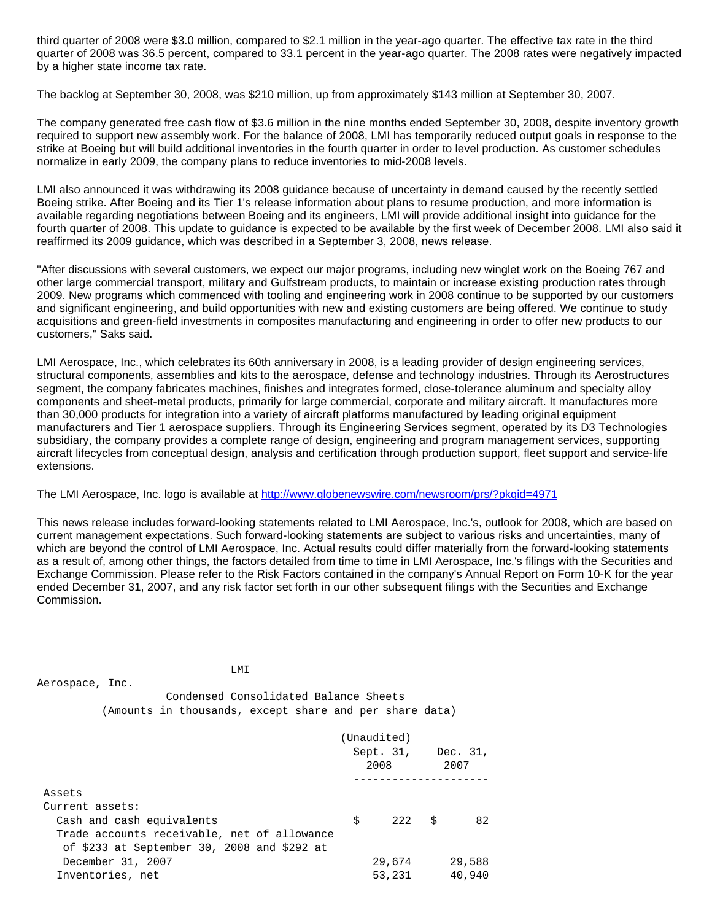third quarter of 2008 were $3.0 million, compared to $2.1 million in the year-ago quarter. The effective tax rate in the third quarter of 2008 was 36.5 percent, compared to 33.1 percent in the year-ago quarter. The 2008 rates were negatively impacted by a higher state income tax rate.

The backlog at September 30, 2008, was $210 million, up from approximately $143 million at September 30, 2007.

The company generated free cash flow of $3.6 million in the nine months ended September 30, 2008, despite inventory growth required to support new assembly work. For the balance of 2008, LMI has temporarily reduced output goals in response to the strike at Boeing but will build additional inventories in the fourth quarter in order to level production. As customer schedules normalize in early 2009, the company plans to reduce inventories to mid-2008 levels.

LMI also announced it was withdrawing its 2008 guidance because of uncertainty in demand caused by the recently settled Boeing strike. After Boeing and its Tier 1's release information about plans to resume production, and more information is available regarding negotiations between Boeing and its engineers, LMI will provide additional insight into guidance for the fourth quarter of 2008. This update to guidance is expected to be available by the first week of December 2008. LMI also said it reaffirmed its 2009 guidance, which was described in a September 3, 2008, news release.

"After discussions with several customers, we expect our major programs, including new winglet work on the Boeing 767 and other large commercial transport, military and Gulfstream products, to maintain or increase existing production rates through 2009. New programs which commenced with tooling and engineering work in 2008 continue to be supported by our customers and significant engineering, and build opportunities with new and existing customers are being offered. We continue to study acquisitions and green-field investments in composites manufacturing and engineering in order to offer new products to our customers," Saks said.

LMI Aerospace, Inc., which celebrates its 60th anniversary in 2008, is a leading provider of design engineering services, structural components, assemblies and kits to the aerospace, defense and technology industries. Through its Aerostructures segment, the company fabricates machines, finishes and integrates formed, close-tolerance aluminum and specialty alloy components and sheet-metal products, primarily for large commercial, corporate and military aircraft. It manufactures more than 30,000 products for integration into a variety of aircraft platforms manufactured by leading original equipment manufacturers and Tier 1 aerospace suppliers. Through its Engineering Services segment, operated by its D3 Technologies subsidiary, the company provides a complete range of design, engineering and program management services, supporting aircraft lifecycles from conceptual design, analysis and certification through production support, fleet support and service-life extensions.

The LMI Aerospace, Inc. logo is available at http://www.globenewswire.com/newsroom/prs/?pkgid=4971

This news release includes forward-looking statements related to LMI Aerospace, Inc.'s, outlook for 2008, which are based on current management expectations. Such forward-looking statements are subject to various risks and uncertainties, many of which are beyond the control of LMI Aerospace, Inc. Actual results could differ materially from the forward-looking statements as a result of, among other things, the factors detailed from time to time in LMI Aerospace, Inc.'s filings with the Securities and Exchange Commission. Please refer to the Risk Factors contained in the company's Annual Report on Form 10-K for the year ended December 31, 2007, and any risk factor set forth in our other subsequent filings with the Securities and Exchange Commission.

LMI Aerospace, Inc.
Condensed Consolidated Balance Sheets
(Amounts in thousands, except share and per share data)

| | (Unaudited) Sept. 31, 2008 | Dec. 31, 2007 |
|---|---|---|
| Assets | | |
| Current assets: | | |
| Cash and cash equivalents | $ 222 | $ 82 |
| Trade accounts receivable, net of allowance of $233 at September 30, 2008 and $292 at December 31, 2007 | 29,674 | 29,588 |
| Inventories, net | 53,231 | 40,940 |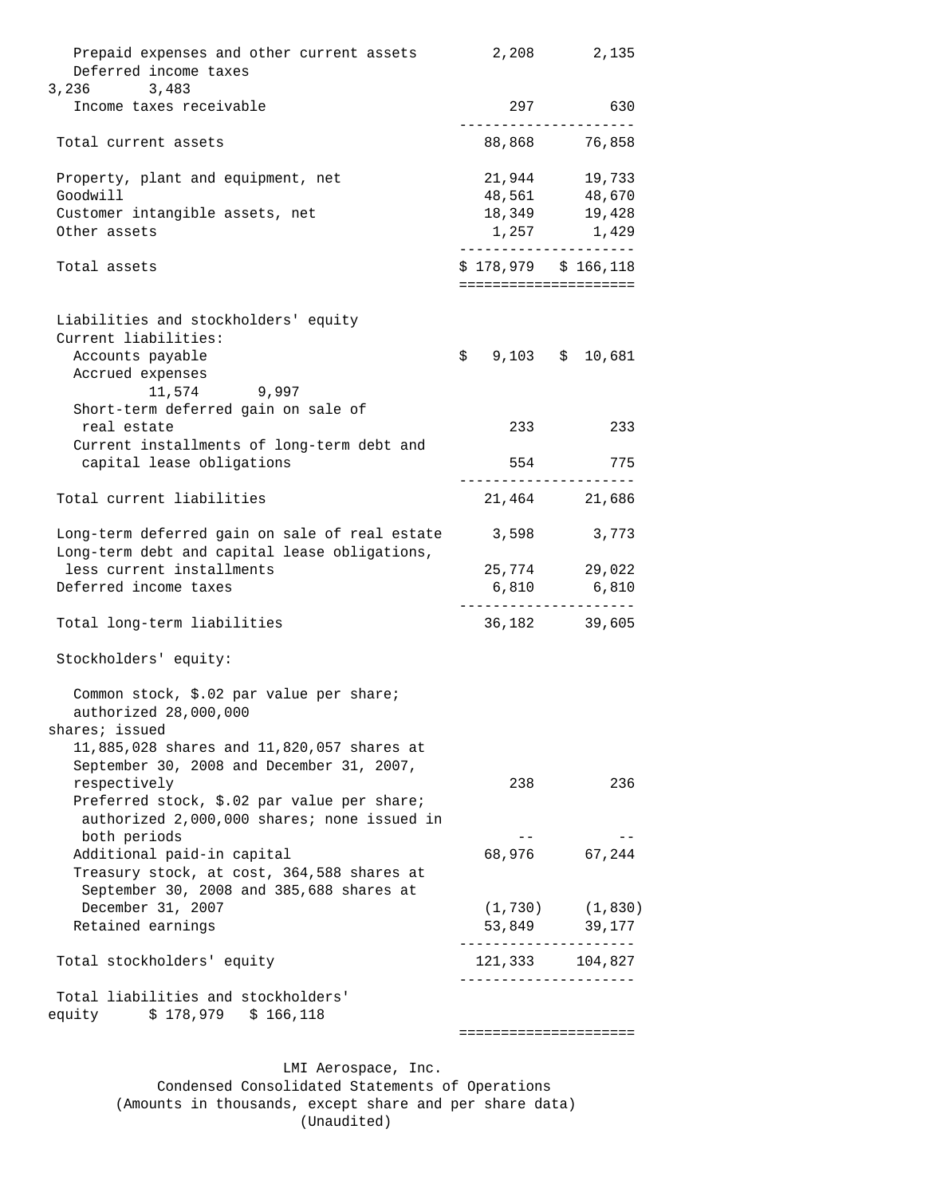| | | |
|---|---|---|
| Prepaid expenses and other current assets | 2,208 | 2,135 |
| Deferred income taxes | 3,236 | 3,483 |
| Income taxes receivable | 297 | 630 |
| Total current assets | 88,868 | 76,858 |
| Property, plant and equipment, net | 21,944 | 19,733 |
| Goodwill | 48,561 | 48,670 |
| Customer intangible assets, net | 18,349 | 19,428 |
| Other assets | 1,257 | 1,429 |
| Total assets | $ 178,979 | $ 166,118 |
| Liabilities and stockholders' equity | | |
| Current liabilities: | | |
| Accounts payable | $ 9,103 | $ 10,681 |
| Accrued expenses | 11,574 | 9,997 |
| Short-term deferred gain on sale of real estate | 233 | 233 |
| Current installments of long-term debt and capital lease obligations | 554 | 775 |
| Total current liabilities | 21,464 | 21,686 |
| Long-term deferred gain on sale of real estate | 3,598 | 3,773 |
| Long-term debt and capital lease obligations, less current installments | 25,774 | 29,022 |
| Deferred income taxes | 6,810 | 6,810 |
| Total long-term liabilities | 36,182 | 39,605 |
| Stockholders' equity: | | |
| Common stock, $.02 par value per share; authorized 28,000,000 shares; issued 11,885,028 shares and 11,820,057 shares at September 30, 2008 and December 31, 2007, respectively | 238 | 236 |
| Preferred stock, $.02 par value per share; authorized 2,000,000 shares; none issued in both periods | -- | -- |
| Additional paid-in capital | 68,976 | 67,244 |
| Treasury stock, at cost, 364,588 shares at September 30, 2008 and 385,688 shares at December 31, 2007 | (1,730) | (1,830) |
| Retained earnings | 53,849 | 39,177 |
| Total stockholders' equity | 121,333 | 104,827 |
| Total liabilities and stockholders' equity | $ 178,979 | $ 166,118 |

LMI Aerospace, Inc.
Condensed Consolidated Statements of Operations
(Amounts in thousands, except share and per share data)
(Unaudited)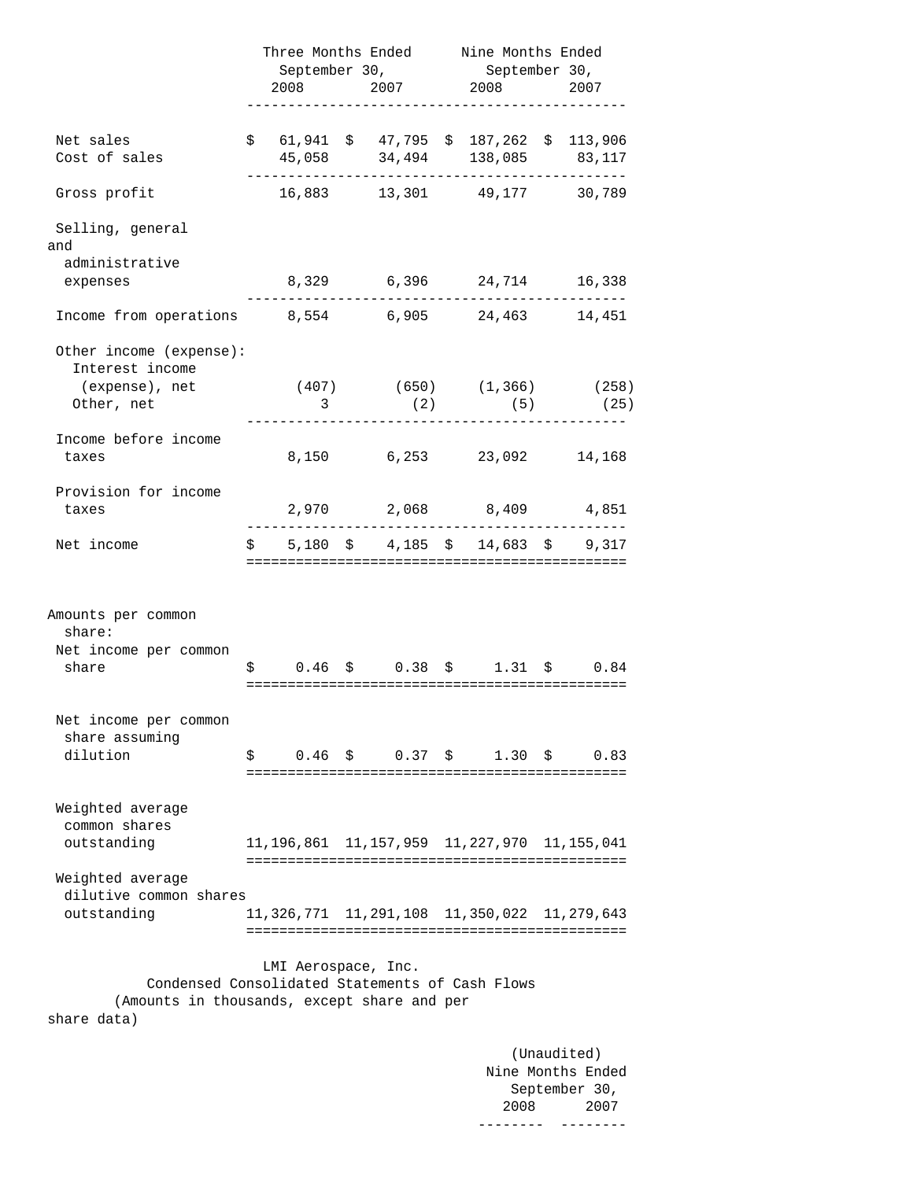| | Three Months Ended September 30, | | Nine Months Ended September 30, | |
|---|---|---|---|---|
| | 2008 | 2007 | 2008 | 2007 |
| Net sales | $ 61,941 | $ 47,795 | $ 187,262 | $ 113,906 |
| Cost of sales | 45,058 | 34,494 | 138,085 | 83,117 |
| Gross profit | 16,883 | 13,301 | 49,177 | 30,789 |
| Selling, general and administrative expenses | 8,329 | 6,396 | 24,714 | 16,338 |
| Income from operations | 8,554 | 6,905 | 24,463 | 14,451 |
| Other income (expense): | | | | |
| Interest income (expense), net | (407) | (650) | (1,366) | (258) |
| Other, net | 3 | (2) | (5) | (25) |
| Income before income taxes | 8,150 | 6,253 | 23,092 | 14,168 |
| Provision for income taxes | 2,970 | 2,068 | 8,409 | 4,851 |
| Net income | $ 5,180 | $ 4,185 | $ 14,683 | $ 9,317 |
| Amounts per common share: | | | | |
| Net income per common share | $ 0.46 | $ 0.38 | $ 1.31 | $ 0.84 |
| Net income per common share assuming dilution | $ 0.46 | $ 0.37 | $ 1.30 | $ 0.83 |
| Weighted average common shares outstanding | 11,196,861 | 11,157,959 | 11,227,970 | 11,155,041 |
| Weighted average dilutive common shares outstanding | 11,326,771 | 11,291,108 | 11,350,022 | 11,279,643 |

LMI Aerospace, Inc.
Condensed Consolidated Statements of Cash Flows
(Amounts in thousands, except share and per share data)

| | (Unaudited) Nine Months Ended September 30, | |
|---|---|---|
| | 2008 | 2007 |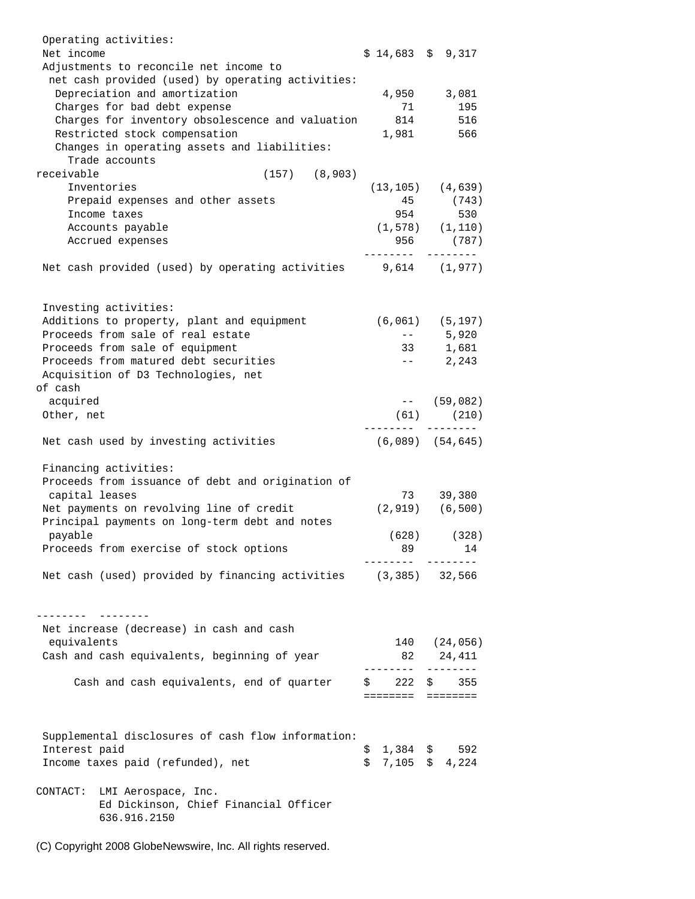| | | |
|---|---|---|
| Operating activities: | | |
| Net income | $ 14,683 | $ 9,317 |
| Adjustments to reconcile net income to net cash provided (used) by operating activities: | | |
| Depreciation and amortization | 4,950 | 3,081 |
| Charges for bad debt expense | 71 | 195 |
| Charges for inventory obsolescence and valuation | 814 | 516 |
| Restricted stock compensation | 1,981 | 566 |
| Changes in operating assets and liabilities: | | |
| Trade accounts receivable | (157) | (8,903) |
| Inventories | (13,105) | (4,639) |
| Prepaid expenses and other assets | 45 | (743) |
| Income taxes | 954 | 530 |
| Accounts payable | (1,578) | (1,110) |
| Accrued expenses | 956 | (787) |
| Net cash provided (used) by operating activities | 9,614 | (1,977) |
| Investing activities: | | |
| Additions to property, plant and equipment | (6,061) | (5,197) |
| Proceeds from sale of real estate | -- | 5,920 |
| Proceeds from sale of equipment | 33 | 1,681 |
| Proceeds from matured debt securities | -- | 2,243 |
| Acquisition of D3 Technologies, net of cash acquired | -- | (59,082) |
| Other, net | (61) | (210) |
| Net cash used by investing activities | (6,089) | (54,645) |
| Financing activities: | | |
| Proceeds from issuance of debt and origination of capital leases | 73 | 39,380 |
| Net payments on revolving line of credit | (2,919) | (6,500) |
| Principal payments on long-term debt and notes payable | (628) | (328) |
| Proceeds from exercise of stock options | 89 | 14 |
| Net cash (used) provided by financing activities | (3,385) | 32,566 |
| Net increase (decrease) in cash and cash equivalents | 140 | (24,056) |
| Cash and cash equivalents, beginning of year | 82 | 24,411 |
| Cash and cash equivalents, end of quarter | $ 222 | $ 355 |
| Supplemental disclosures of cash flow information: | | |
| Interest paid | $ 1,384 | $ 592 |
| Income taxes paid (refunded), net | $ 7,105 | $ 4,224 |

CONTACT: LMI Aerospace, Inc.
Ed Dickinson, Chief Financial Officer
636.916.2150

(C) Copyright 2008 GlobeNewswire, Inc. All rights reserved.